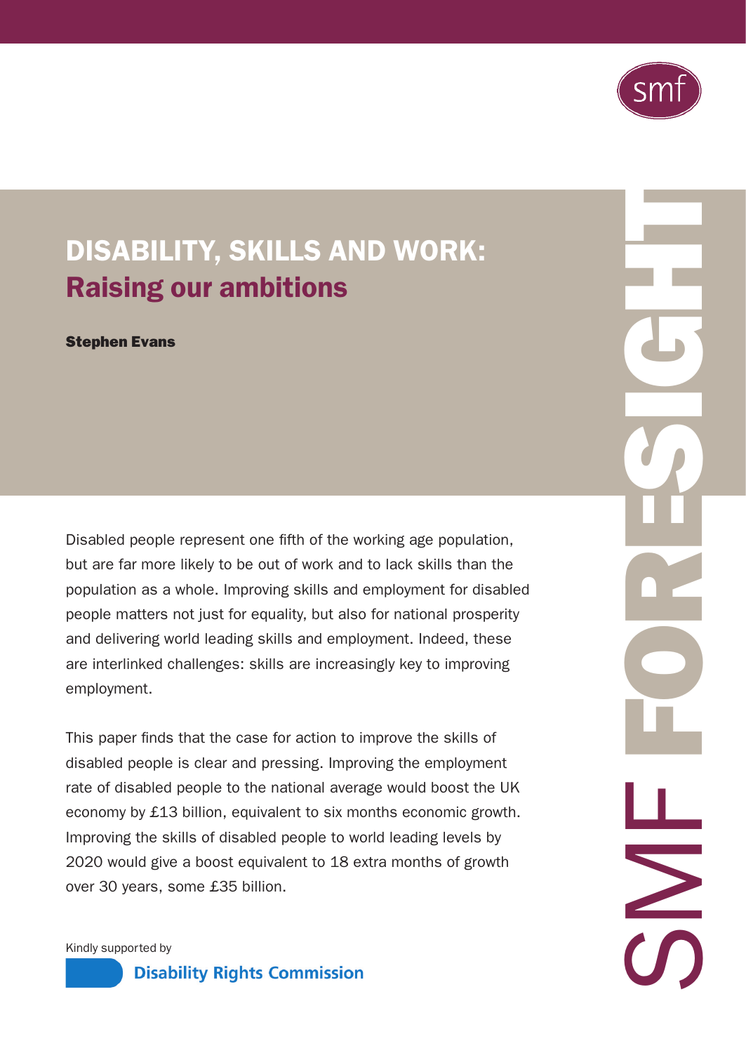# DISABILITY, SKILLS AND WORK: Raising our ambitions

**Stephen Evans**

Disabled people represent one fifth of the working age population, but are far more likely to be out of work and to lack skills than the population as a whole. Improving skills and employment for disabled people matters not just for equality, but also for national prosperity and delivering world leading skills and employment. Indeed, these are interlinked challenges: skills are increasingly key to improving employment.

This paper finds that the case for action to improve the skills of disabled people is clear and pressing. Improving the employment rate of disabled people to the national average would boost the UK economy by £13 billion, equivalent to six months economic growth. Improving the skills of disabled people to world leading levels by 2020 would give a boost equivalent to 18 extra months of growth over 30 years, some £35 billion.

Kindly supported by

Disability Rights Commission

SMF FORESIGHT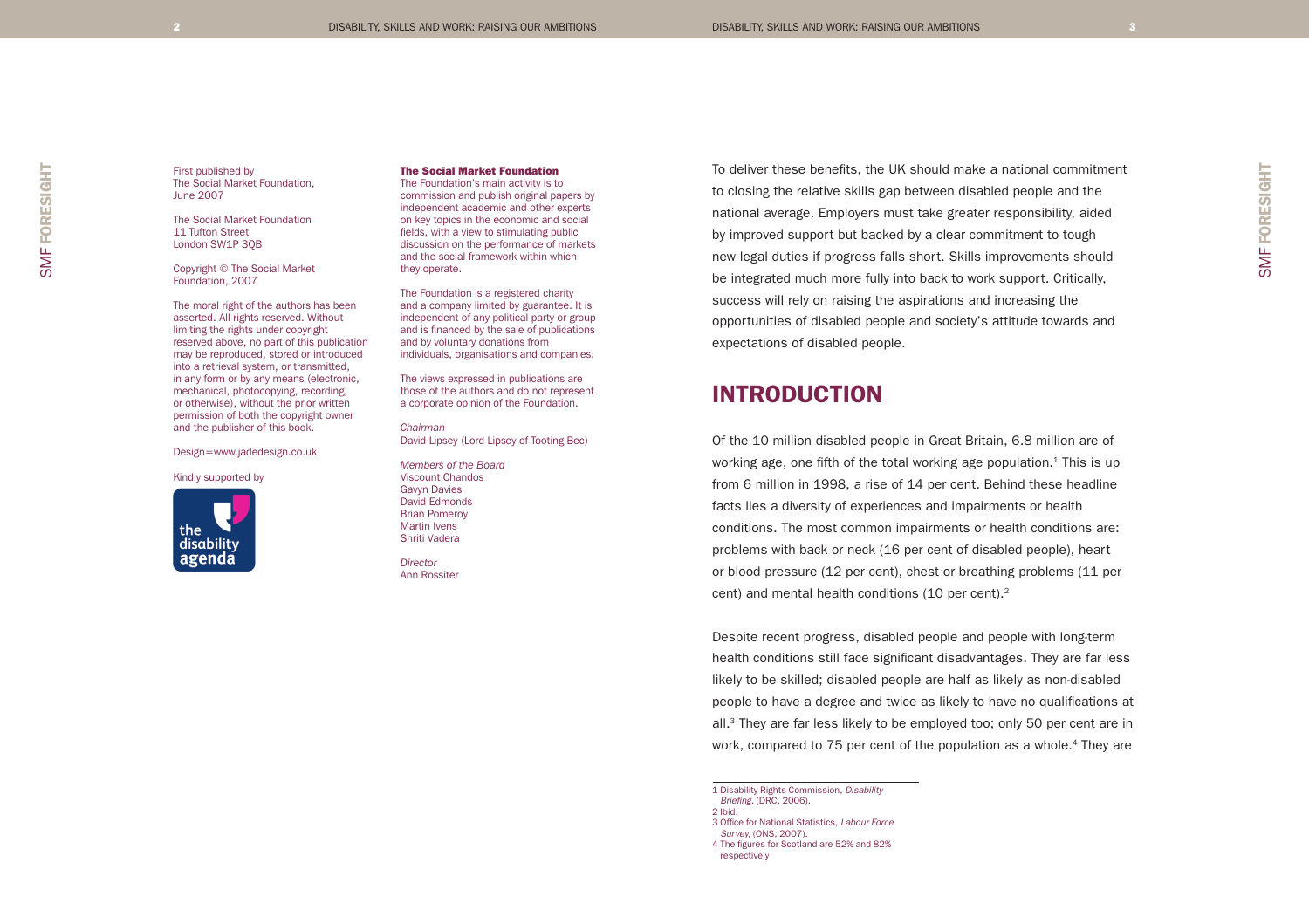First published by
The Social Market Foundation,
June 2007

The Social Market Foundation
11 Tufton Street
London SW1P 3QB

Copyright © The Social Market Foundation, 2007

The moral right of the authors has been asserted. All rights reserved. Without limiting the rights under copyright reserved above, no part of this publication may be reproduced, stored or introduced into a retrieval system, or transmitted, in any form or by any means (electronic, mechanical, photocopying, recording, or otherwise), without the prior written permission of both the copyright owner and the publisher of this book.

Design=www.jadedesign.co.uk

Kindly supported by

**The Social Market Foundation**
The Foundation's main activity is to commission and publish original papers by independent academic and other experts on key topics in the economic and social fields, with a view to stimulating public discussion on the performance of markets and the social framework within which they operate.

The Foundation is a registered charity and a company limited by guarantee. It is independent of any political party or group and is financed by the sale of publications and by voluntary donations from individuals, organisations and companies.

The views expressed in publications are those of the authors and do not represent a corporate opinion of the Foundation.

*Chairman*
David Lipsey (Lord Lipsey of Tooting Bec)

*Members of the Board*
Viscount Chandos
Gavyn Davies
David Edmonds
Brian Pomeroy
Martin Ivens
Shriti Vadera

*Director*
Ann Rossiter

To deliver these benefits, the UK should make a national commitment to closing the relative skills gap between disabled people and the national average. Employers must take greater responsibility, aided by improved support but backed by a clear commitment to tough new legal duties if progress falls short. Skills improvements should be integrated much more fully into back to work support. Critically, success will rely on raising the aspirations and increasing the opportunities of disabled people and society's attitude towards and expectations of disabled people.

## INTRODUCTION

Of the 10 million disabled people in Great Britain, 6.8 million are of working age, one fifth of the total working age population.[1] This is up from 6 million in 1998, a rise of 14 per cent. Behind these headline facts lies a diversity of experiences and impairments or health conditions. The most common impairments or health conditions are: problems with back or neck (16 per cent of disabled people), heart or blood pressure (12 per cent), chest or breathing problems (11 per cent) and mental health conditions (10 per cent).[2]

Despite recent progress, disabled people and people with long-term health conditions still face significant disadvantages. They are far less likely to be skilled; disabled people are half as likely as non-disabled people to have a degree and twice as likely to have no qualifications at all.[3] They are far less likely to be employed too; only 50 per cent are in work, compared to 75 per cent of the population as a whole.[4] They are

1 Disability Rights Commission, *Disability Briefing*, (DRC, 2006).
2 Ibid.
3 Office for National Statistics, *Labour Force Survey*, (ONS, 2007).
4 The figures for Scotland are 52% and 82% respectively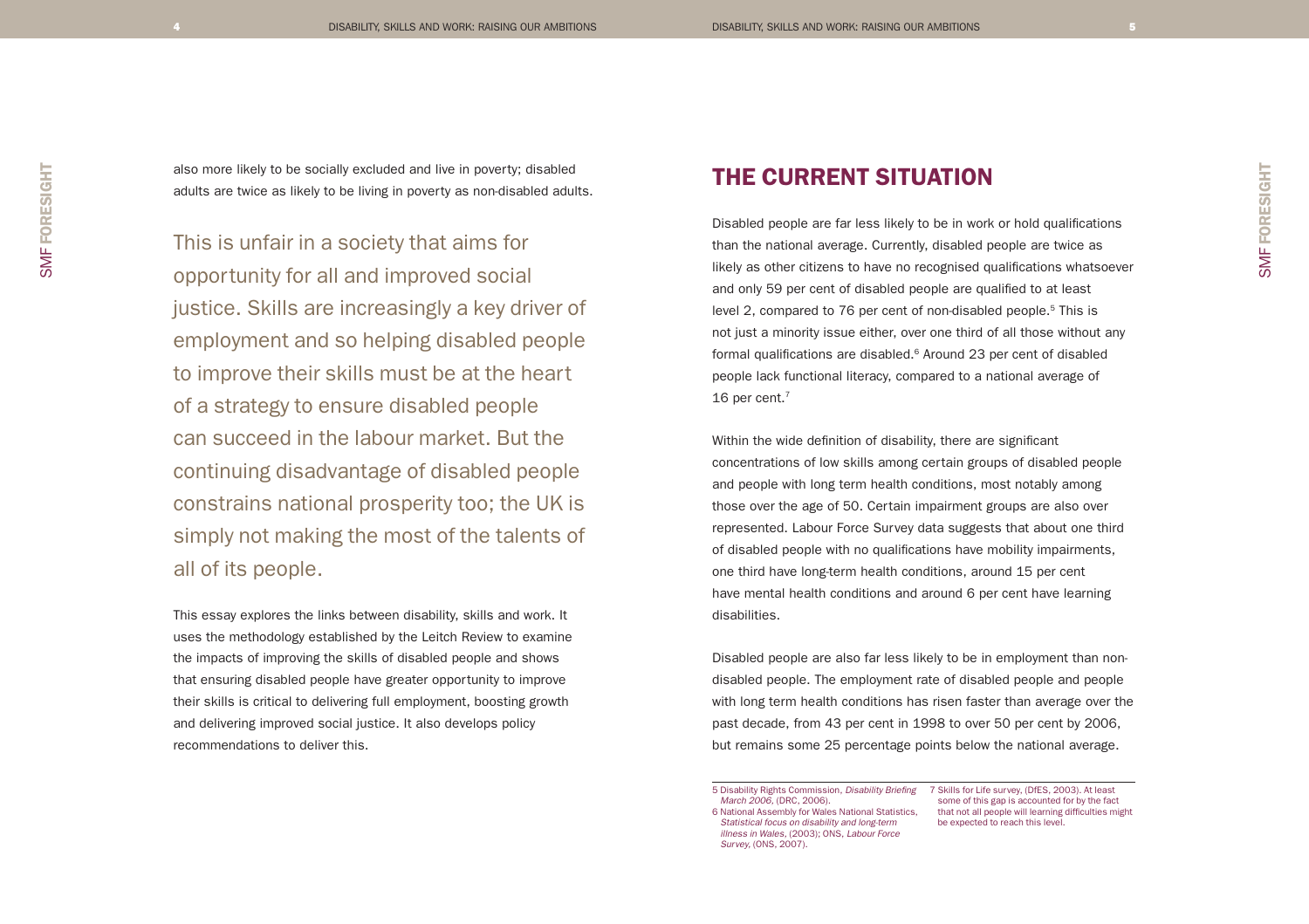also more likely to be socially excluded and live in poverty; disabled adults are twice as likely to be living in poverty as non-disabled adults.

This is unfair in a society that aims for opportunity for all and improved social justice. Skills are increasingly a key driver of employment and so helping disabled people to improve their skills must be at the heart of a strategy to ensure disabled people can succeed in the labour market. But the continuing disadvantage of disabled people constrains national prosperity too; the UK is simply not making the most of the talents of all of its people.

This essay explores the links between disability, skills and work. It uses the methodology established by the Leitch Review to examine the impacts of improving the skills of disabled people and shows that ensuring disabled people have greater opportunity to improve their skills is critical to delivering full employment, boosting growth and delivering improved social justice. It also develops policy recommendations to deliver this.

## THE CURRENT SITUATION

Disabled people are far less likely to be in work or hold qualifications than the national average. Currently, disabled people are twice as likely as other citizens to have no recognised qualifications whatsoever and only 59 per cent of disabled people are qualified to at least level 2, compared to 76 per cent of non-disabled people.[5] This is not just a minority issue either, over one third of all those without any formal qualifications are disabled.[6] Around 23 per cent of disabled people lack functional literacy, compared to a national average of 16 per cent.[7]

Within the wide definition of disability, there are significant concentrations of low skills among certain groups of disabled people and people with long term health conditions, most notably among those over the age of 50. Certain impairment groups are also over represented. Labour Force Survey data suggests that about one third of disabled people with no qualifications have mobility impairments, one third have long-term health conditions, around 15 per cent have mental health conditions and around 6 per cent have learning disabilities.

Disabled people are also far less likely to be in employment than non-disabled people. The employment rate of disabled people and people with long term health conditions has risen faster than average over the past decade, from 43 per cent in 1998 to over 50 per cent by 2006, but remains some 25 percentage points below the national average.

---

5 Disability Rights Commission, *Disability Briefing March 2006*, (DRC, 2006).

6 National Assembly for Wales National Statistics, *Statistical focus on disability and long-term illness in Wales*, (2003); ONS, *Labour Force Survey*, (ONS, 2007).

7 Skills for Life survey, (DfES, 2003). At least some of this gap is accounted for by the fact that not all people will learning difficulties might be expected to reach this level.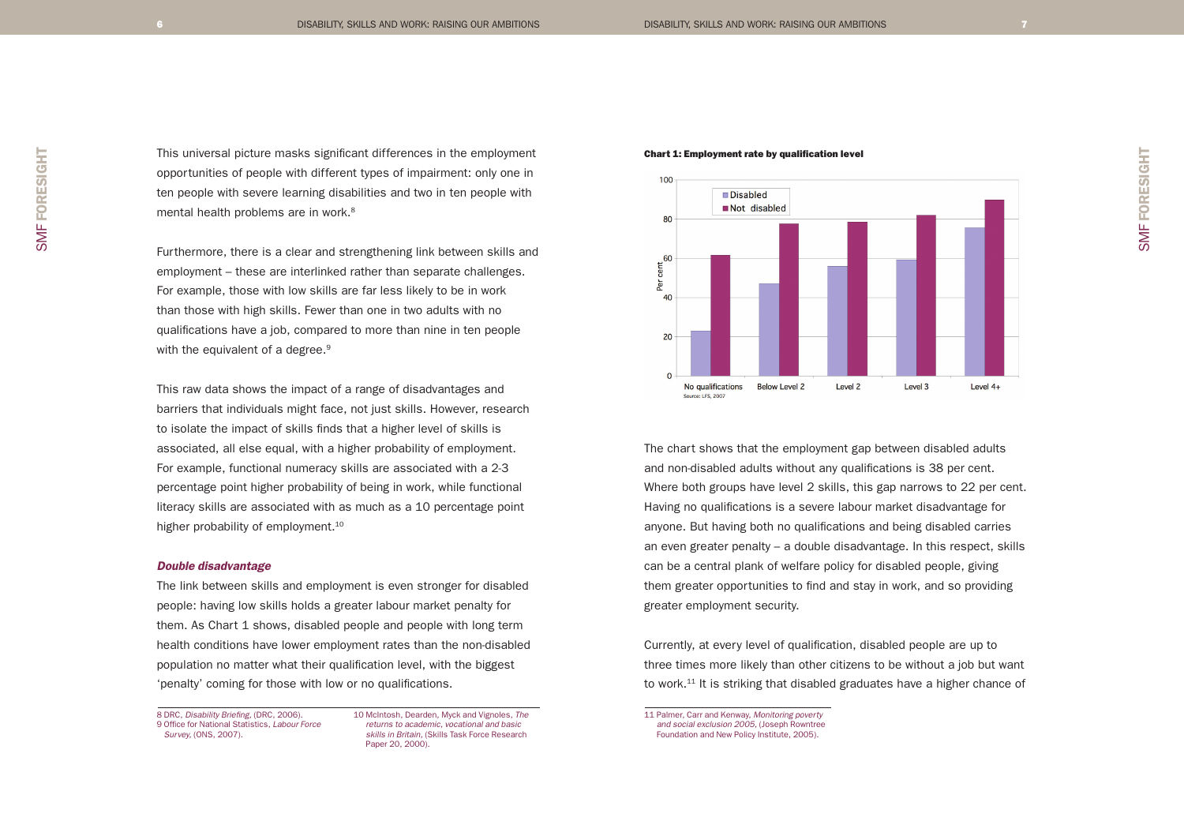This universal picture masks significant differences in the employment opportunities of people with different types of impairment: only one in ten people with severe learning disabilities and two in ten people with mental health problems are in work.[8]

Furthermore, there is a clear and strengthening link between skills and employment – these are interlinked rather than separate challenges. For example, those with low skills are far less likely to be in work than those with high skills. Fewer than one in two adults with no qualifications have a job, compared to more than nine in ten people with the equivalent of a degree.[9]

This raw data shows the impact of a range of disadvantages and barriers that individuals might face, not just skills. However, research to isolate the impact of skills finds that a higher level of skills is associated, all else equal, with a higher probability of employment. For example, functional numeracy skills are associated with a 2-3 percentage point higher probability of being in work, while functional literacy skills are associated with as much as a 10 percentage point higher probability of employment.[10]

### *Double disadvantage*

The link between skills and employment is even stronger for disabled people: having low skills holds a greater labour market penalty for them. As Chart 1 shows, disabled people and people with long term health conditions have lower employment rates than the non-disabled population no matter what their qualification level, with the biggest 'penalty' coming for those with low or no qualifications.

**Chart 1: Employment rate by qualification level**

Source: LFS, 2007

The chart shows that the employment gap between disabled adults and non-disabled adults without any qualifications is 38 per cent. Where both groups have level 2 skills, this gap narrows to 22 per cent. Having no qualifications is a severe labour market disadvantage for anyone. But having both no qualifications and being disabled carries an even greater penalty – a double disadvantage. In this respect, skills can be a central plank of welfare policy for disabled people, giving them greater opportunities to find and stay in work, and so providing greater employment security.

Currently, at every level of qualification, disabled people are up to three times more likely than other citizens to be without a job but want to work.[11] It is striking that disabled graduates have a higher chance of

---

8 DRC, *Disability Briefing*, (DRC, 2006).
9 Office for National Statistics, *Labour Force Survey*, (ONS, 2007).
10 McIntosh, Dearden, Myck and Vignoles, *The returns to academic, vocational and basic skills in Britain*, (Skills Task Force Research Paper 20, 2000).
11 Palmer, Carr and Kenway, *Monitoring poverty and social exclusion 2005*, (Joseph Rowntree Foundation and New Policy Institute, 2005).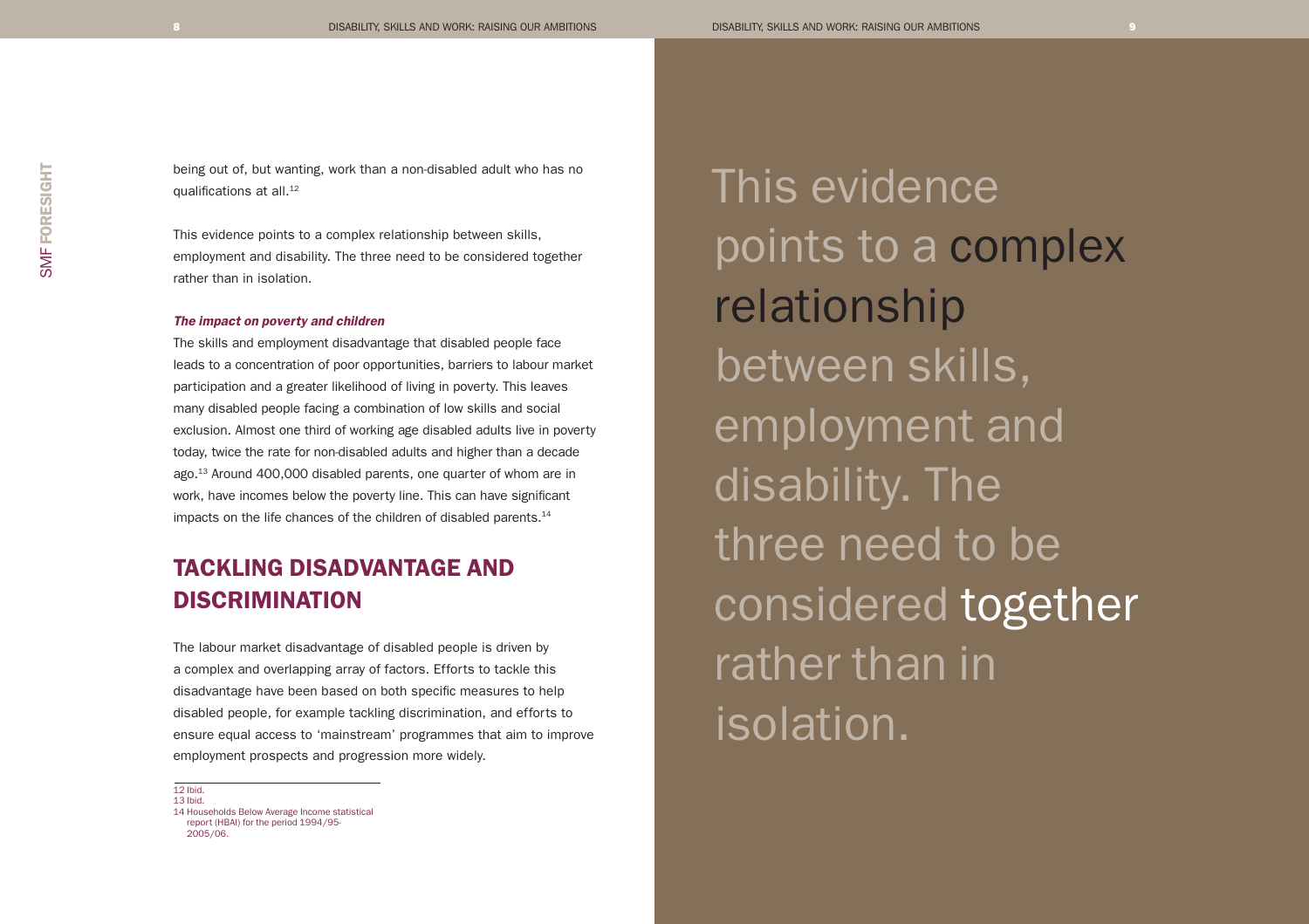being out of, but wanting, work than a non-disabled adult who has no qualifications at all.[12]

This evidence points to a complex relationship between skills, employment and disability. The three need to be considered together rather than in isolation.

***The impact on poverty and children***

The skills and employment disadvantage that disabled people face leads to a concentration of poor opportunities, barriers to labour market participation and a greater likelihood of living in poverty. This leaves many disabled people facing a combination of low skills and social exclusion. Almost one third of working age disabled adults live in poverty today, twice the rate for non-disabled adults and higher than a decade ago.[13] Around 400,000 disabled parents, one quarter of whom are in work, have incomes below the poverty line. This can have significant impacts on the life chances of the children of disabled parents.[14]

## TACKLING DISADVANTAGE AND DISCRIMINATION

The labour market disadvantage of disabled people is driven by a complex and overlapping array of factors. Efforts to tackle this disadvantage have been based on both specific measures to help disabled people, for example tackling discrimination, and efforts to ensure equal access to 'mainstream' programmes that aim to improve employment prospects and progression more widely.

12 Ibid.
13 Ibid.
14 Households Below Average Income statistical report (HBAI) for the period 1994/95-2005/06.

This evidence points to a complex relationship between skills, employment and disability. The three need to be considered together rather than in isolation.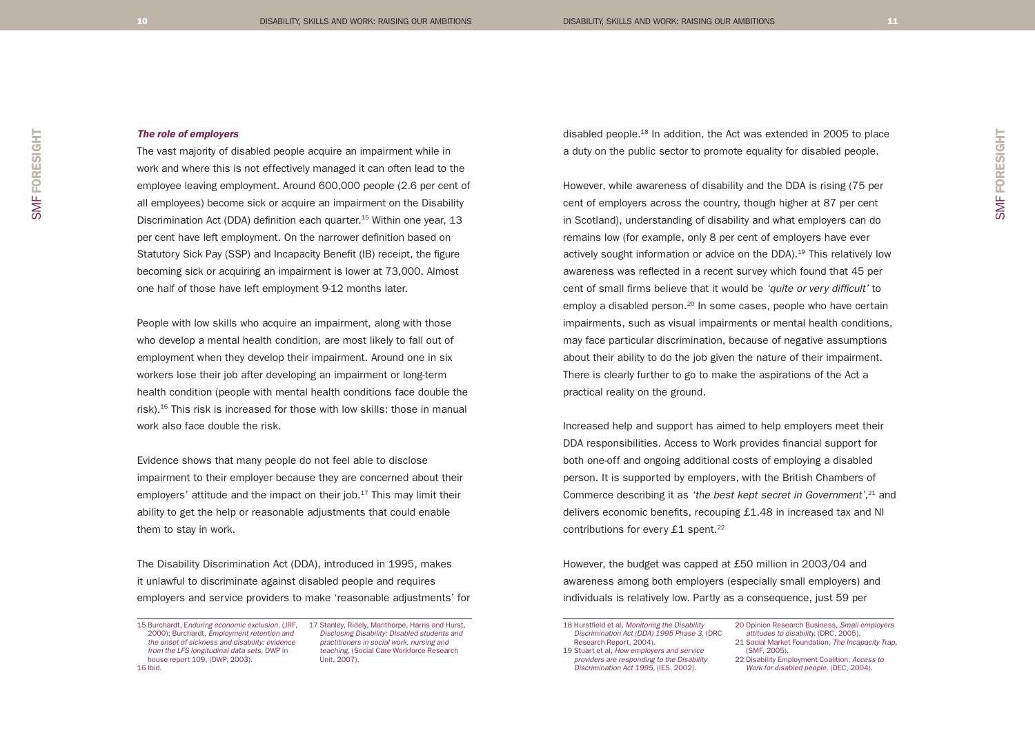***The role of employers***

The vast majority of disabled people acquire an impairment while in work and where this is not effectively managed it can often lead to the employee leaving employment. Around 600,000 people (2.6 per cent of all employees) become sick or acquire an impairment on the Disability Discrimination Act (DDA) definition each quarter.[15] Within one year, 13 per cent have left employment. On the narrower definition based on Statutory Sick Pay (SSP) and Incapacity Benefit (IB) receipt, the figure becoming sick or acquiring an impairment is lower at 73,000. Almost one half of those have left employment 9-12 months later.

People with low skills who acquire an impairment, along with those who develop a mental health condition, are most likely to fall out of employment when they develop their impairment. Around one in six workers lose their job after developing an impairment or long-term health condition (people with mental health conditions face double the risk).[16] This risk is increased for those with low skills: those in manual work also face double the risk.

Evidence shows that many people do not feel able to disclose impairment to their employer because they are concerned about their employers' attitude and the impact on their job.[17] This may limit their ability to get the help or reasonable adjustments that could enable them to stay in work.

The Disability Discrimination Act (DDA), introduced in 1995, makes it unlawful to discriminate against disabled people and requires employers and service providers to make 'reasonable adjustments' for disabled people.[18] In addition, the Act was extended in 2005 to place a duty on the public sector to promote equality for disabled people.

However, while awareness of disability and the DDA is rising (75 per cent of employers across the country, though higher at 87 per cent in Scotland), understanding of disability and what employers can do remains low (for example, only 8 per cent of employers have ever actively sought information or advice on the DDA).[19] This relatively low awareness was reflected in a recent survey which found that 45 per cent of small firms believe that it would be *'quite or very difficult'* to employ a disabled person.[20] In some cases, people who have certain impairments, such as visual impairments or mental health conditions, may face particular discrimination, because of negative assumptions about their ability to do the job given the nature of their impairment. There is clearly further to go to make the aspirations of the Act a practical reality on the ground.

Increased help and support has aimed to help employers meet their DDA responsibilities. Access to Work provides financial support for both one-off and ongoing additional costs of employing a disabled person. It is supported by employers, with the British Chambers of Commerce describing it as *'the best kept secret in Government'*,[21] and delivers economic benefits, recouping £1.48 in increased tax and NI contributions for every £1 spent.[22]

However, the budget was capped at £50 million in 2003/04 and awareness among both employers (especially small employers) and individuals is relatively low. Partly as a consequence, just 59 per

---

15 Burchardt, *Enduring economic exclusion*, (JRF, 2000); Burchardt, *Employment retention and the onset of sickness and disability: evidence from the LFS longitudinal data sets*, DWP in house report 109, (DWP, 2003).

16 Ibid.

17 Stanley, Ridely, Manthorpe, Harris and Hurst, *Disclosing Disability: Disabled students and practitioners in social work, nursing and teaching*, (Social Care Workforce Research Unit, 2007).

18 Hurstfield et al, *Monitoring the Disability Discrimination Act (DDA) 1995 Phase 3*, (DRC Research Report, 2004).

19 Stuart et al, *How employers and service providers are responding to the Disability Discrimination Act 1995*, (IES, 2002).

20 Opinion Research Business, *Small employers attitudes to disability*, (DRC, 2005).

21 Social Market Foundation, *The Incapacity Trap*, (SMF, 2005).

22 Disability Employment Coalition, *Access to Work for disabled people*, (DEC, 2004).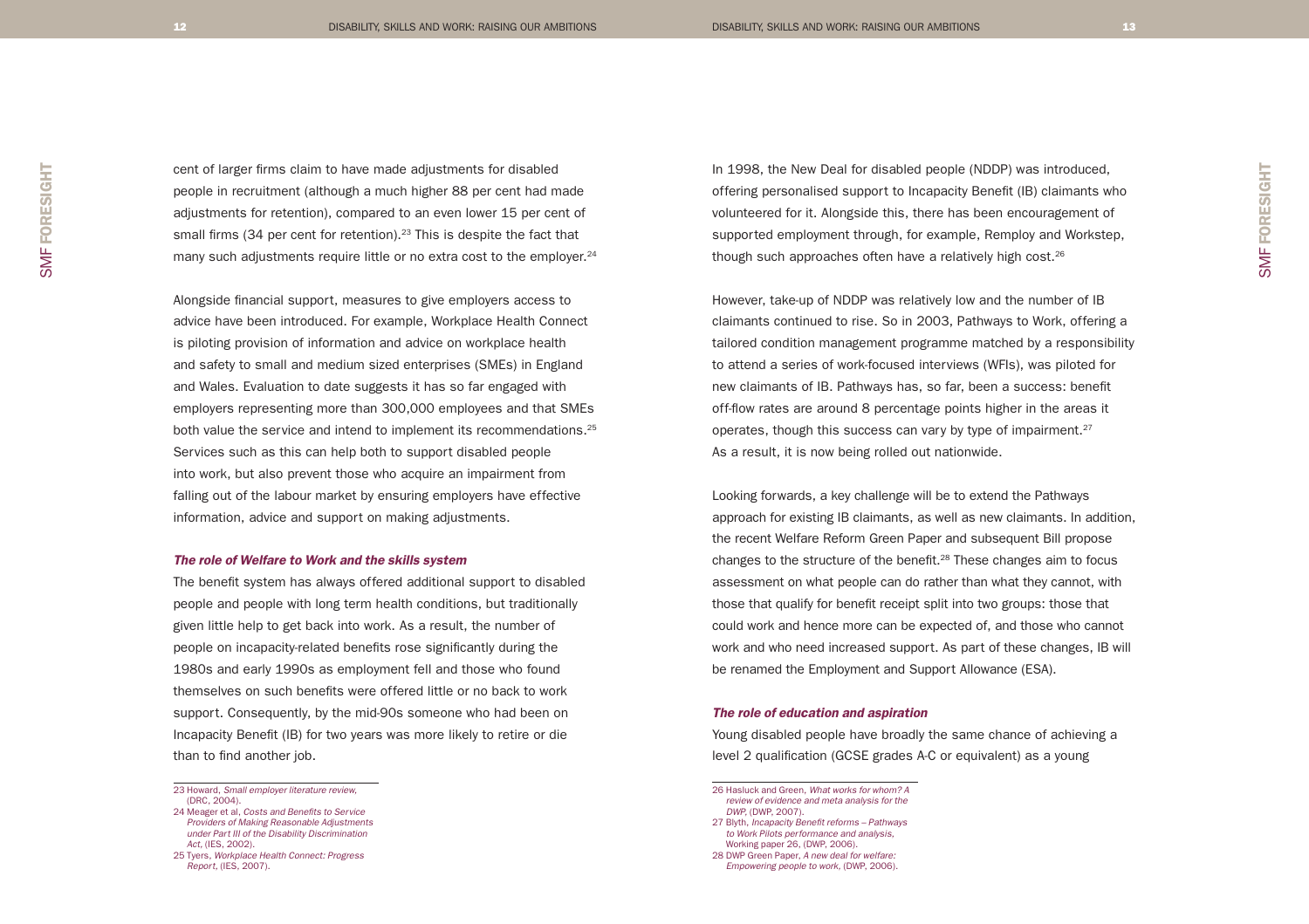cent of larger firms claim to have made adjustments for disabled people in recruitment (although a much higher 88 per cent had made adjustments for retention), compared to an even lower 15 per cent of small firms (34 per cent for retention).[23] This is despite the fact that many such adjustments require little or no extra cost to the employer.[24]

Alongside financial support, measures to give employers access to advice have been introduced. For example, Workplace Health Connect is piloting provision of information and advice on workplace health and safety to small and medium sized enterprises (SMEs) in England and Wales. Evaluation to date suggests it has so far engaged with employers representing more than 300,000 employees and that SMEs both value the service and intend to implement its recommendations.[25] Services such as this can help both to support disabled people into work, but also prevent those who acquire an impairment from falling out of the labour market by ensuring employers have effective information, advice and support on making adjustments.

### *The role of Welfare to Work and the skills system*

The benefit system has always offered additional support to disabled people and people with long term health conditions, but traditionally given little help to get back into work. As a result, the number of people on incapacity-related benefits rose significantly during the 1980s and early 1990s as employment fell and those who found themselves on such benefits were offered little or no back to work support. Consequently, by the mid-90s someone who had been on Incapacity Benefit (IB) for two years was more likely to retire or die than to find another job.

23 Howard, *Small employer literature review*, (DRC, 2004).
24 Meager et al, *Costs and Benefits to Service Providers of Making Reasonable Adjustments under Part III of the Disability Discrimination Act*, (IES, 2002).
25 Tyers, *Workplace Health Connect: Progress Report*, (IES, 2007).

In 1998, the New Deal for disabled people (NDDP) was introduced, offering personalised support to Incapacity Benefit (IB) claimants who volunteered for it. Alongside this, there has been encouragement of supported employment through, for example, Remploy and Workstep, though such approaches often have a relatively high cost.[26]

However, take-up of NDDP was relatively low and the number of IB claimants continued to rise. So in 2003, Pathways to Work, offering a tailored condition management programme matched by a responsibility to attend a series of work-focused interviews (WFIs), was piloted for new claimants of IB. Pathways has, so far, been a success: benefit off-flow rates are around 8 percentage points higher in the areas it operates, though this success can vary by type of impairment.[27] As a result, it is now being rolled out nationwide.

Looking forwards, a key challenge will be to extend the Pathways approach for existing IB claimants, as well as new claimants. In addition, the recent Welfare Reform Green Paper and subsequent Bill propose changes to the structure of the benefit.[28] These changes aim to focus assessment on what people can do rather than what they cannot, with those that qualify for benefit receipt split into two groups: those that could work and hence more can be expected of, and those who cannot work and who need increased support. As part of these changes, IB will be renamed the Employment and Support Allowance (ESA).

### *The role of education and aspiration*

Young disabled people have broadly the same chance of achieving a level 2 qualification (GCSE grades A-C or equivalent) as a young

26 Hasluck and Green, *What works for whom? A review of evidence and meta analysis for the DWP*, (DWP, 2007).
27 Blyth, *Incapacity Benefit reforms – Pathways to Work Pilots performance and analysis*, Working paper 26, (DWP, 2006).
28 DWP Green Paper, *A new deal for welfare: Empowering people to work*, (DWP, 2006).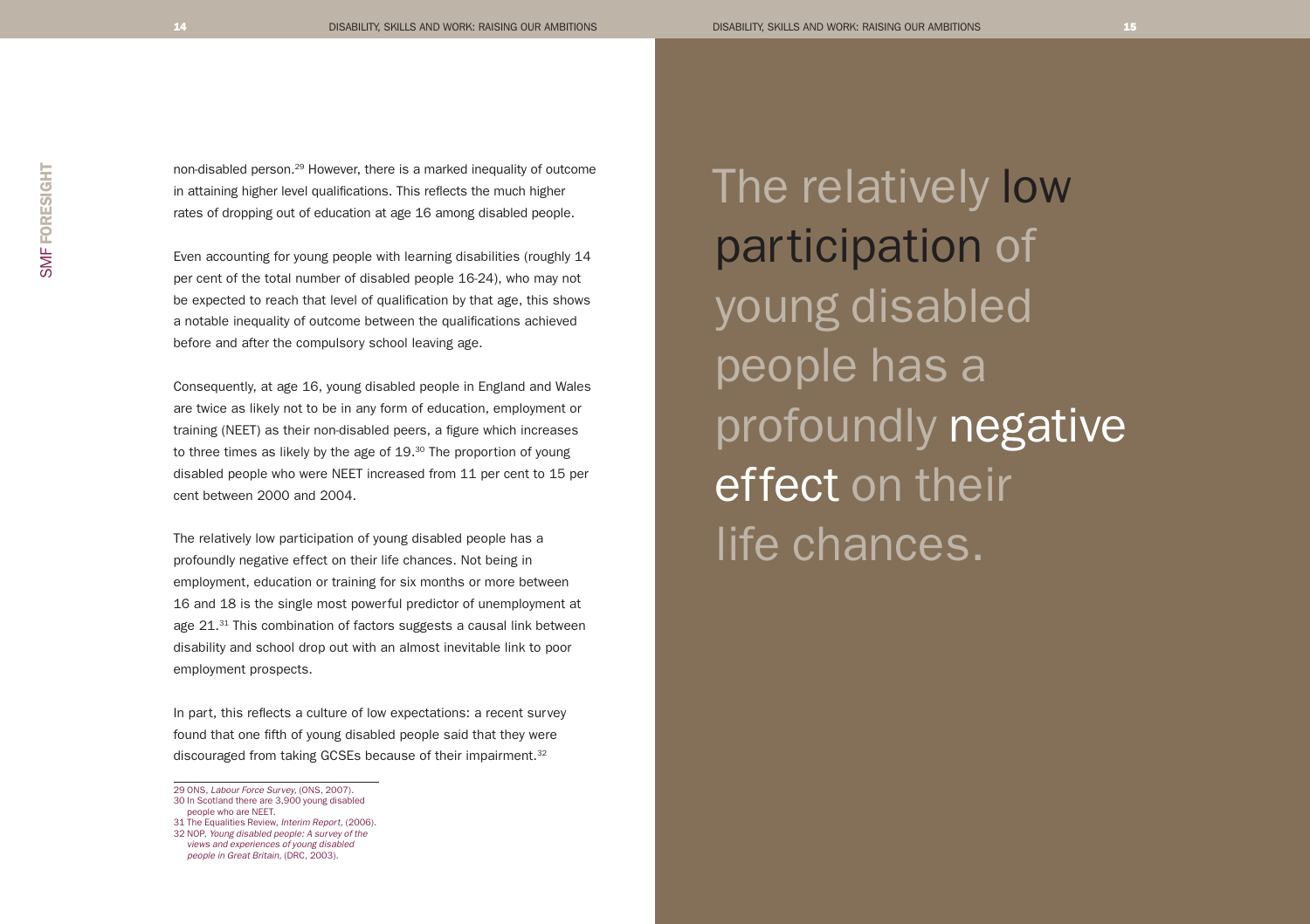non-disabled person.[29] However, there is a marked inequality of outcome in attaining higher level qualifications. This reflects the much higher rates of dropping out of education at age 16 among disabled people.

Even accounting for young people with learning disabilities (roughly 14 per cent of the total number of disabled people 16-24), who may not be expected to reach that level of qualification by that age, this shows a notable inequality of outcome between the qualifications achieved before and after the compulsory school leaving age.

Consequently, at age 16, young disabled people in England and Wales are twice as likely not to be in any form of education, employment or training (NEET) as their non-disabled peers, a figure which increases to three times as likely by the age of 19.[30] The proportion of young disabled people who were NEET increased from 11 per cent to 15 per cent between 2000 and 2004.

The relatively low participation of young disabled people has a profoundly negative effect on their life chances. Not being in employment, education or training for six months or more between 16 and 18 is the single most powerful predictor of unemployment at age 21.[31] This combination of factors suggests a causal link between disability and school drop out with an almost inevitable link to poor employment prospects.

In part, this reflects a culture of low expectations: a recent survey found that one fifth of young disabled people said that they were discouraged from taking GCSEs because of their impairment.[32]

---

29 ONS, *Labour Force Survey*, (ONS, 2007).
30 In Scotland there are 3,900 young disabled people who are NEET.
31 The Equalities Review, *Interim Report*, (2006).
32 NOP, *Young disabled people: A survey of the views and experiences of young disabled people in Great Britain*, (DRC, 2003).

> The relatively **low participation** of young disabled people has a profoundly **negative effect** on their life chances.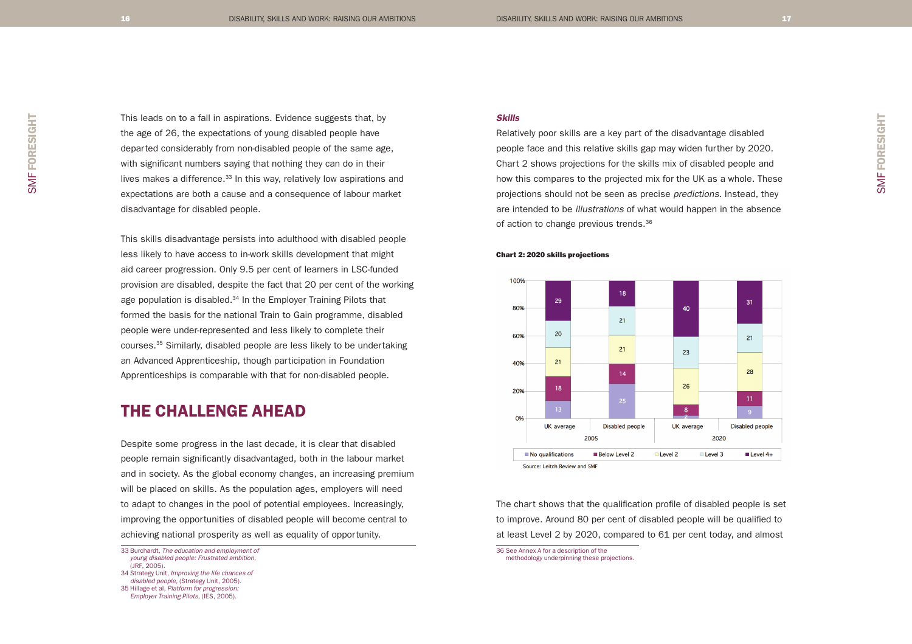This leads on to a fall in aspirations. Evidence suggests that, by the age of 26, the expectations of young disabled people have departed considerably from non-disabled people of the same age, with significant numbers saying that nothing they can do in their lives makes a difference.[33] In this way, relatively low aspirations and expectations are both a cause and a consequence of labour market disadvantage for disabled people.

This skills disadvantage persists into adulthood with disabled people less likely to have access to in-work skills development that might aid career progression. Only 9.5 per cent of learners in LSC-funded provision are disabled, despite the fact that 20 per cent of the working age population is disabled.[34] In the Employer Training Pilots that formed the basis for the national Train to Gain programme, disabled people were under-represented and less likely to complete their courses.[35] Similarly, disabled people are less likely to be undertaking an Advanced Apprenticeship, though participation in Foundation Apprenticeships is comparable with that for non-disabled people.

## THE CHALLENGE AHEAD

Despite some progress in the last decade, it is clear that disabled people remain significantly disadvantaged, both in the labour market and in society. As the global economy changes, an increasing premium will be placed on skills. As the population ages, employers will need to adapt to changes in the pool of potential employees. Increasingly, improving the opportunities of disabled people will become central to achieving national prosperity as well as equality of opportunity.

### *Skills*

Relatively poor skills are a key part of the disadvantage disabled people face and this relative skills gap may widen further by 2020. Chart 2 shows projections for the skills mix of disabled people and how this compares to the projected mix for the UK as a whole. These projections should not be seen as precise *predictions*. Instead, they are intended to be *illustrations* of what would happen in the absence of action to change previous trends.[36]

**Chart 2: 2020 skills projections**

| | 2005 | | 2020 | |
|---|---|---|---|---|
| | UK average | Disabled people | UK average | Disabled people |
| No qualifications | 13 | 25 | 2 | 9 |
| Below Level 2 | 18 | 14 | 8 | 11 |
| Level 2 | 21 | 21 | 26 | 28 |
| Level 3 | 20 | 21 | 23 | 21 |
| Level 4+ | 29 | 18 | 40 | 31 |

Source: Leitch Review and SMF

The chart shows that the qualification profile of disabled people is set to improve. Around 80 per cent of disabled people will be qualified to at least Level 2 by 2020, compared to 61 per cent today, and almost

---

33 Burchardt, *The education and employment of young disabled people: Frustrated ambition*, (JRF, 2005).

34 Strategy Unit, *Improving the life chances of disabled people*, (Strategy Unit, 2005).

35 Hillage et al, *Platform for progression: Employer Training Pilots*, (IES, 2005).

36 See Annex A for a description of the methodology underpinning these projections.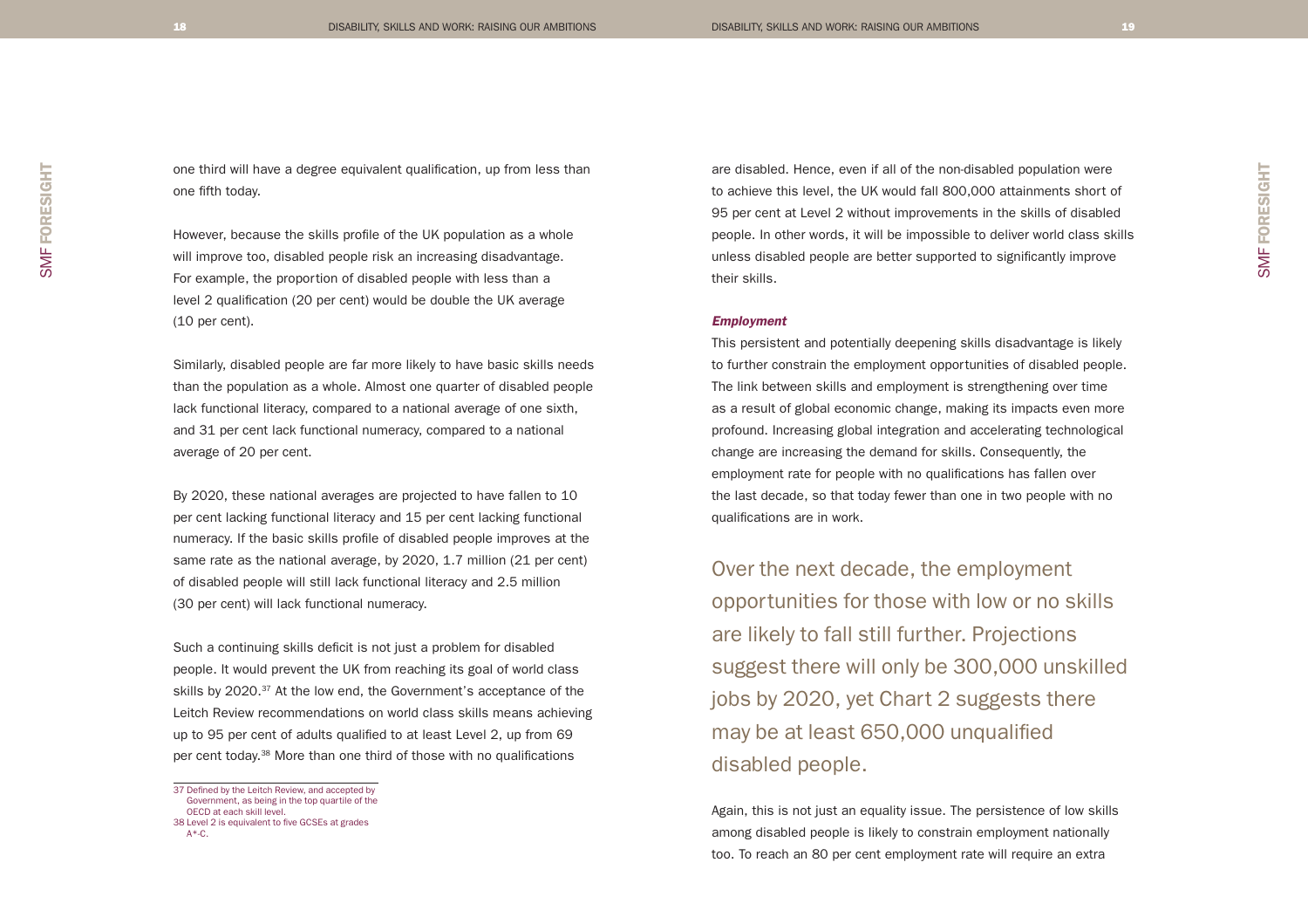one third will have a degree equivalent qualification, up from less than one fifth today.

However, because the skills profile of the UK population as a whole will improve too, disabled people risk an increasing disadvantage. For example, the proportion of disabled people with less than a level 2 qualification (20 per cent) would be double the UK average (10 per cent).

Similarly, disabled people are far more likely to have basic skills needs than the population as a whole. Almost one quarter of disabled people lack functional literacy, compared to a national average of one sixth, and 31 per cent lack functional numeracy, compared to a national average of 20 per cent.

By 2020, these national averages are projected to have fallen to 10 per cent lacking functional literacy and 15 per cent lacking functional numeracy. If the basic skills profile of disabled people improves at the same rate as the national average, by 2020, 1.7 million (21 per cent) of disabled people will still lack functional literacy and 2.5 million (30 per cent) will lack functional numeracy.

Such a continuing skills deficit is not just a problem for disabled people. It would prevent the UK from reaching its goal of world class skills by 2020.[37] At the low end, the Government's acceptance of the Leitch Review recommendations on world class skills means achieving up to 95 per cent of adults qualified to at least Level 2, up from 69 per cent today.[38] More than one third of those with no qualifications are disabled. Hence, even if all of the non-disabled population were to achieve this level, the UK would fall 800,000 attainments short of 95 per cent at Level 2 without improvements in the skills of disabled people. In other words, it will be impossible to deliver world class skills unless disabled people are better supported to significantly improve their skills.

### *Employment*

This persistent and potentially deepening skills disadvantage is likely to further constrain the employment opportunities of disabled people. The link between skills and employment is strengthening over time as a result of global economic change, making its impacts even more profound. Increasing global integration and accelerating technological change are increasing the demand for skills. Consequently, the employment rate for people with no qualifications has fallen over the last decade, so that today fewer than one in two people with no qualifications are in work.

> Over the next decade, the employment opportunities for those with low or no skills are likely to fall still further. Projections suggest there will only be 300,000 unskilled jobs by 2020, yet Chart 2 suggests there may be at least 650,000 unqualified disabled people.

Again, this is not just an equality issue. The persistence of low skills among disabled people is likely to constrain employment nationally too. To reach an 80 per cent employment rate will require an extra

37 Defined by the Leitch Review, and accepted by Government, as being in the top quartile of the OECD at each skill level.

38 Level 2 is equivalent to five GCSEs at grades A*-C.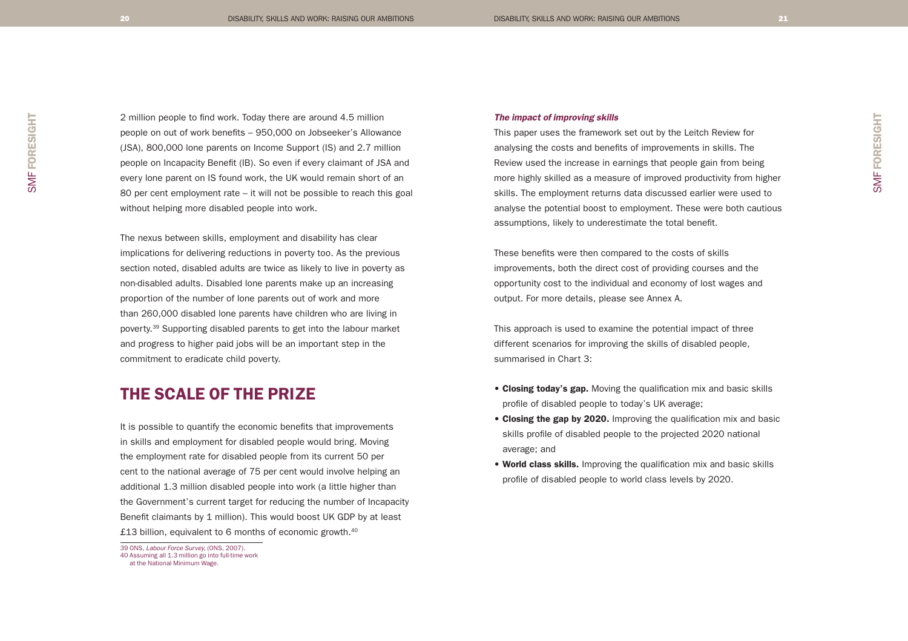2 million people to find work. Today there are around 4.5 million people on out of work benefits – 950,000 on Jobseeker's Allowance (JSA), 800,000 lone parents on Income Support (IS) and 2.7 million people on Incapacity Benefit (IB). So even if every claimant of JSA and every lone parent on IS found work, the UK would remain short of an 80 per cent employment rate – it will not be possible to reach this goal without helping more disabled people into work.

The nexus between skills, employment and disability has clear implications for delivering reductions in poverty too. As the previous section noted, disabled adults are twice as likely to live in poverty as non-disabled adults. Disabled lone parents make up an increasing proportion of the number of lone parents out of work and more than 260,000 disabled lone parents have children who are living in poverty.[39] Supporting disabled parents to get into the labour market and progress to higher paid jobs will be an important step in the commitment to eradicate child poverty.

## THE SCALE OF THE PRIZE

It is possible to quantify the economic benefits that improvements in skills and employment for disabled people would bring. Moving the employment rate for disabled people from its current 50 per cent to the national average of 75 per cent would involve helping an additional 1.3 million disabled people into work (a little higher than the Government's current target for reducing the number of Incapacity Benefit claimants by 1 million). This would boost UK GDP by at least £13 billion, equivalent to 6 months of economic growth.[40]

39 ONS, *Labour Force Survey*, (ONS, 2007).
40 Assuming all 1.3 million go into full-time work at the National Minimum Wage.

### *The impact of improving skills*

This paper uses the framework set out by the Leitch Review for analysing the costs and benefits of improvements in skills. The Review used the increase in earnings that people gain from being more highly skilled as a measure of improved productivity from higher skills. The employment returns data discussed earlier were used to analyse the potential boost to employment. These were both cautious assumptions, likely to underestimate the total benefit.

These benefits were then compared to the costs of skills improvements, both the direct cost of providing courses and the opportunity cost to the individual and economy of lost wages and output. For more details, please see Annex A.

This approach is used to examine the potential impact of three different scenarios for improving the skills of disabled people, summarised in Chart 3:

- **Closing today's gap.** Moving the qualification mix and basic skills profile of disabled people to today's UK average;
- **Closing the gap by 2020.** Improving the qualification mix and basic skills profile of disabled people to the projected 2020 national average; and
- **World class skills.** Improving the qualification mix and basic skills profile of disabled people to world class levels by 2020.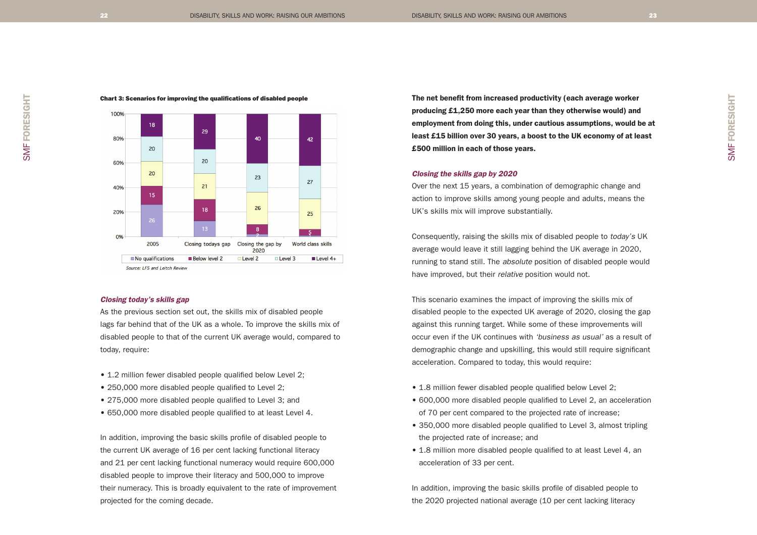**Chart 3: Scenarios for improving the qualifications of disabled people**

| | 2005 | Closing todays gap | Closing the gap by 2020 | World class skills |
|---|---|---|---|---|
| No qualifications | 26 | 13 | 2 | 1 |
| Below level 2 | 15 | 18 | 8 | 5 |
| Level 2 | 20 | 21 | 26 | 25 |
| Level 3 | 20 | 20 | 23 | 27 |
| Level 4+ | 18 | 29 | 40 | 42 |

*Source: LFS and Leitch Review*

### *Closing today's skills gap*

As the previous section set out, the skills mix of disabled people lags far behind that of the UK as a whole. To improve the skills mix of disabled people to that of the current UK average would, compared to today, require:

- 1.2 million fewer disabled people qualified below Level 2;
- 250,000 more disabled people qualified to Level 2;
- 275,000 more disabled people qualified to Level 3; and
- 650,000 more disabled people qualified to at least Level 4.

In addition, improving the basic skills profile of disabled people to the current UK average of 16 per cent lacking functional literacy and 21 per cent lacking functional numeracy would require 600,000 disabled people to improve their literacy and 500,000 to improve their numeracy. This is broadly equivalent to the rate of improvement projected for the coming decade.

**The net benefit from increased productivity (each average worker producing £1,250 more each year than they otherwise would) and employment from doing this, under cautious assumptions, would be at least £15 billion over 30 years, a boost to the UK economy of at least £500 million in each of those years.**

### *Closing the skills gap by 2020*

Over the next 15 years, a combination of demographic change and action to improve skills among young people and adults, means the UK's skills mix will improve substantially.

Consequently, raising the skills mix of disabled people to *today's* UK average would leave it still lagging behind the UK average in 2020, running to stand still. The *absolute* position of disabled people would have improved, but their *relative* position would not.

This scenario examines the impact of improving the skills mix of disabled people to the expected UK average of 2020, closing the gap against this running target. While some of these improvements will occur even if the UK continues with *'business as usual'* as a result of demographic change and upskilling, this would still require significant acceleration. Compared to today, this would require:

- 1.8 million fewer disabled people qualified below Level 2;
- 600,000 more disabled people qualified to Level 2, an acceleration of 70 per cent compared to the projected rate of increase;
- 350,000 more disabled people qualified to Level 3, almost tripling the projected rate of increase; and
- 1.8 million more disabled people qualified to at least Level 4, an acceleration of 33 per cent.

In addition, improving the basic skills profile of disabled people to the 2020 projected national average (10 per cent lacking literacy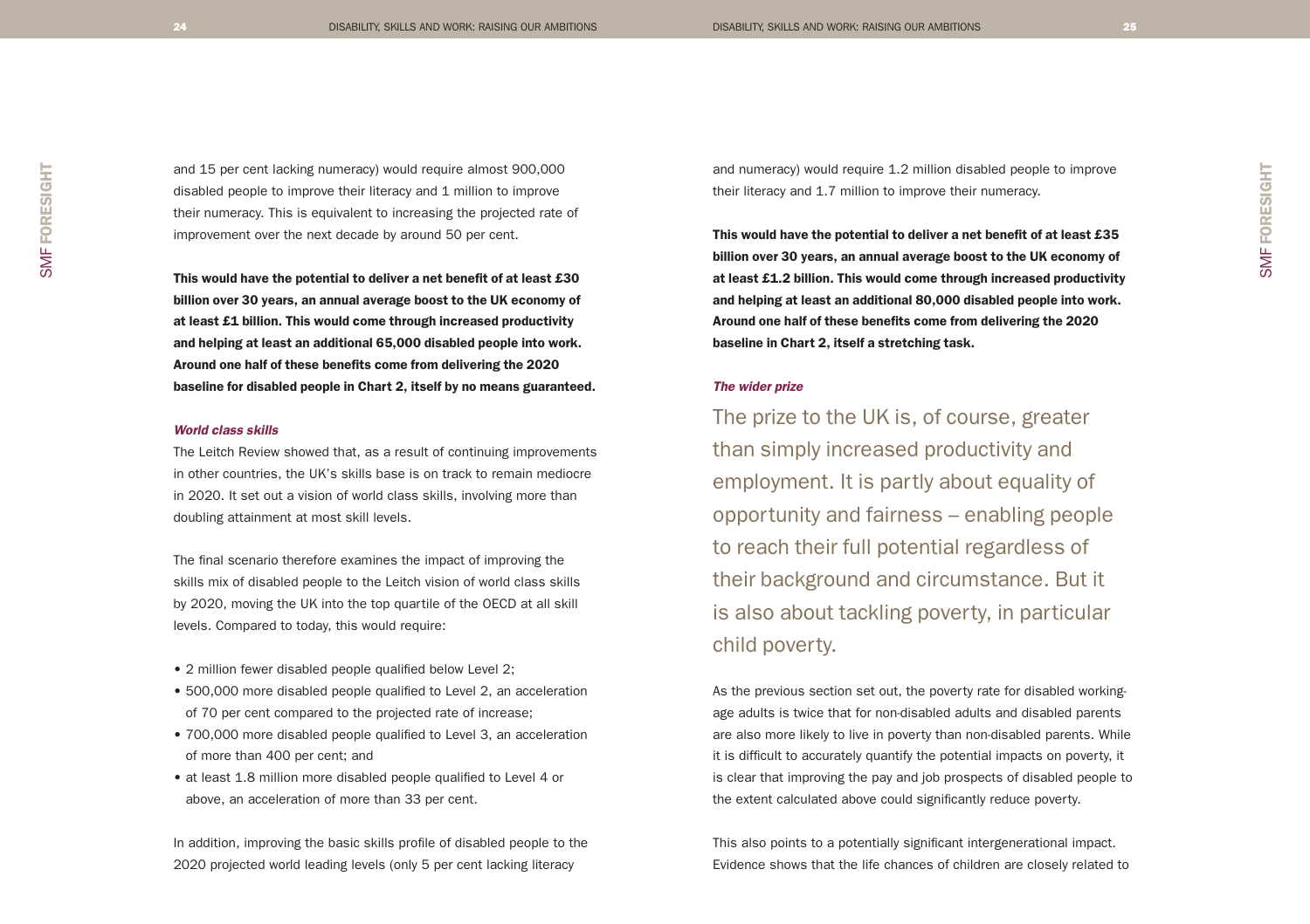and 15 per cent lacking numeracy) would require almost 900,000 disabled people to improve their literacy and 1 million to improve their numeracy. This is equivalent to increasing the projected rate of improvement over the next decade by around 50 per cent.

**This would have the potential to deliver a net benefit of at least £30 billion over 30 years, an annual average boost to the UK economy of at least £1 billion. This would come through increased productivity and helping at least an additional 65,000 disabled people into work. Around one half of these benefits come from delivering the 2020 baseline for disabled people in Chart 2, itself by no means guaranteed.**

***World class skills***

The Leitch Review showed that, as a result of continuing improvements in other countries, the UK's skills base is on track to remain mediocre in 2020. It set out a vision of world class skills, involving more than doubling attainment at most skill levels.

The final scenario therefore examines the impact of improving the skills mix of disabled people to the Leitch vision of world class skills by 2020, moving the UK into the top quartile of the OECD at all skill levels. Compared to today, this would require:

- 2 million fewer disabled people qualified below Level 2;
- 500,000 more disabled people qualified to Level 2, an acceleration of 70 per cent compared to the projected rate of increase;
- 700,000 more disabled people qualified to Level 3, an acceleration of more than 400 per cent; and
- at least 1.8 million more disabled people qualified to Level 4 or above, an acceleration of more than 33 per cent.

In addition, improving the basic skills profile of disabled people to the 2020 projected world leading levels (only 5 per cent lacking literacy and numeracy) would require 1.2 million disabled people to improve their literacy and 1.7 million to improve their numeracy.

**This would have the potential to deliver a net benefit of at least £35 billion over 30 years, an annual average boost to the UK economy of at least £1.2 billion. This would come through increased productivity and helping at least an additional 80,000 disabled people into work. Around one half of these benefits come from delivering the 2020 baseline in Chart 2, itself a stretching task.**

***The wider prize***

The prize to the UK is, of course, greater than simply increased productivity and employment. It is partly about equality of opportunity and fairness – enabling people to reach their full potential regardless of their background and circumstance. But it is also about tackling poverty, in particular child poverty.

As the previous section set out, the poverty rate for disabled working-age adults is twice that for non-disabled adults and disabled parents are also more likely to live in poverty than non-disabled parents. While it is difficult to accurately quantify the potential impacts on poverty, it is clear that improving the pay and job prospects of disabled people to the extent calculated above could significantly reduce poverty.

This also points to a potentially significant intergenerational impact. Evidence shows that the life chances of children are closely related to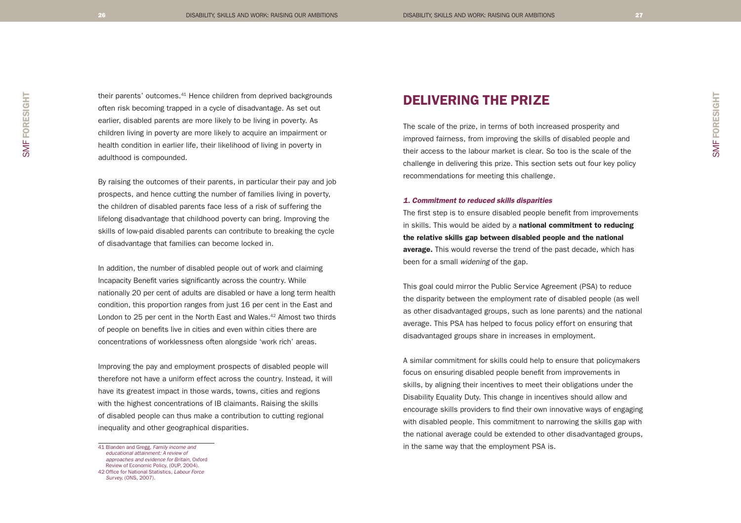their parents' outcomes.[41] Hence children from deprived backgrounds often risk becoming trapped in a cycle of disadvantage. As set out earlier, disabled parents are more likely to be living in poverty. As children living in poverty are more likely to acquire an impairment or health condition in earlier life, their likelihood of living in poverty in adulthood is compounded.

By raising the outcomes of their parents, in particular their pay and job prospects, and hence cutting the number of families living in poverty, the children of disabled parents face less of a risk of suffering the lifelong disadvantage that childhood poverty can bring. Improving the skills of low-paid disabled parents can contribute to breaking the cycle of disadvantage that families can become locked in.

In addition, the number of disabled people out of work and claiming Incapacity Benefit varies significantly across the country. While nationally 20 per cent of adults are disabled or have a long term health condition, this proportion ranges from just 16 per cent in the East and London to 25 per cent in the North East and Wales.[42] Almost two thirds of people on benefits live in cities and even within cities there are concentrations of worklessness often alongside 'work rich' areas.

Improving the pay and employment prospects of disabled people will therefore not have a uniform effect across the country. Instead, it will have its greatest impact in those wards, towns, cities and regions with the highest concentrations of IB claimants. Raising the skills of disabled people can thus make a contribution to cutting regional inequality and other geographical disparities.

41 Blanden and Gregg, *Family income and educational attainment: A review of approaches and evidence for Britain,* Oxford Review of Economic Policy, (OUP, 2004).

42 Office for National Statistics, *Labour Force Survey,* (ONS, 2007).

# DELIVERING THE PRIZE

The scale of the prize, in terms of both increased prosperity and improved fairness, from improving the skills of disabled people and their access to the labour market is clear. So too is the scale of the challenge in delivering this prize. This section sets out four key policy recommendations for meeting this challenge.

### *1. Commitment to reduced skills disparities*

The first step is to ensure disabled people benefit from improvements in skills. This would be aided by a **national commitment to reducing the relative skills gap between disabled people and the national average.** This would reverse the trend of the past decade, which has been for a small *widening* of the gap.

This goal could mirror the Public Service Agreement (PSA) to reduce the disparity between the employment rate of disabled people (as well as other disadvantaged groups, such as lone parents) and the national average. This PSA has helped to focus policy effort on ensuring that disadvantaged groups share in increases in employment.

A similar commitment for skills could help to ensure that policymakers focus on ensuring disabled people benefit from improvements in skills, by aligning their incentives to meet their obligations under the Disability Equality Duty. This change in incentives should allow and encourage skills providers to find their own innovative ways of engaging with disabled people. This commitment to narrowing the skills gap with the national average could be extended to other disadvantaged groups, in the same way that the employment PSA is.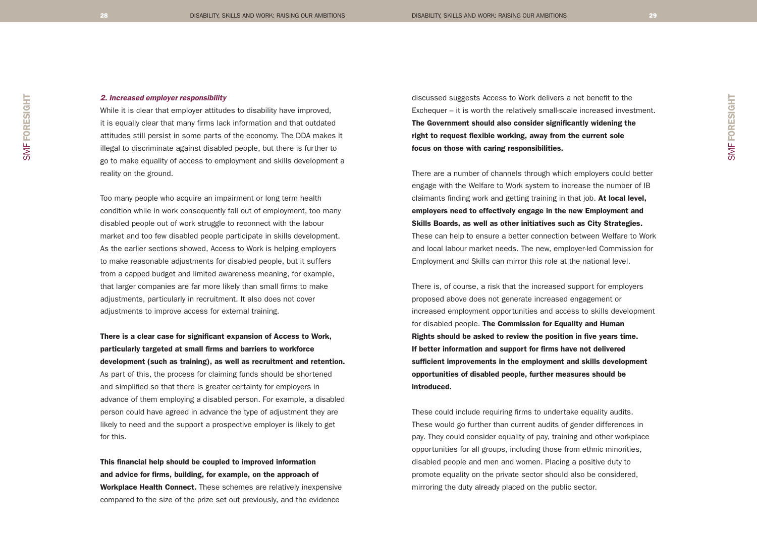### *2. Increased employer responsibility*

While it is clear that employer attitudes to disability have improved, it is equally clear that many firms lack information and that outdated attitudes still persist in some parts of the economy. The DDA makes it illegal to discriminate against disabled people, but there is further to go to make equality of access to employment and skills development a reality on the ground.

Too many people who acquire an impairment or long term health condition while in work consequently fall out of employment, too many disabled people out of work struggle to reconnect with the labour market and too few disabled people participate in skills development. As the earlier sections showed, Access to Work is helping employers to make reasonable adjustments for disabled people, but it suffers from a capped budget and limited awareness meaning, for example, that larger companies are far more likely than small firms to make adjustments, particularly in recruitment. It also does not cover adjustments to improve access for external training.

**There is a clear case for significant expansion of Access to Work, particularly targeted at small firms and barriers to workforce development (such as training), as well as recruitment and retention.** As part of this, the process for claiming funds should be shortened and simplified so that there is greater certainty for employers in advance of them employing a disabled person. For example, a disabled person could have agreed in advance the type of adjustment they are likely to need and the support a prospective employer is likely to get for this.

**This financial help should be coupled to improved information and advice for firms, building, for example, on the approach of Workplace Health Connect.** These schemes are relatively inexpensive compared to the size of the prize set out previously, and the evidence discussed suggests Access to Work delivers a net benefit to the Exchequer – it is worth the relatively small-scale increased investment. **The Government should also consider significantly widening the right to request flexible working, away from the current sole focus on those with caring responsibilities.**

There are a number of channels through which employers could better engage with the Welfare to Work system to increase the number of IB claimants finding work and getting training in that job. **At local level, employers need to effectively engage in the new Employment and Skills Boards, as well as other initiatives such as City Strategies.** These can help to ensure a better connection between Welfare to Work and local labour market needs. The new, employer-led Commission for Employment and Skills can mirror this role at the national level.

There is, of course, a risk that the increased support for employers proposed above does not generate increased engagement or increased employment opportunities and access to skills development for disabled people. **The Commission for Equality and Human Rights should be asked to review the position in five years time. If better information and support for firms have not delivered sufficient improvements in the employment and skills development opportunities of disabled people, further measures should be introduced.**

These could include requiring firms to undertake equality audits. These would go further than current audits of gender differences in pay. They could consider equality of pay, training and other workplace opportunities for all groups, including those from ethnic minorities, disabled people and men and women. Placing a positive duty to promote equality on the private sector should also be considered, mirroring the duty already placed on the public sector.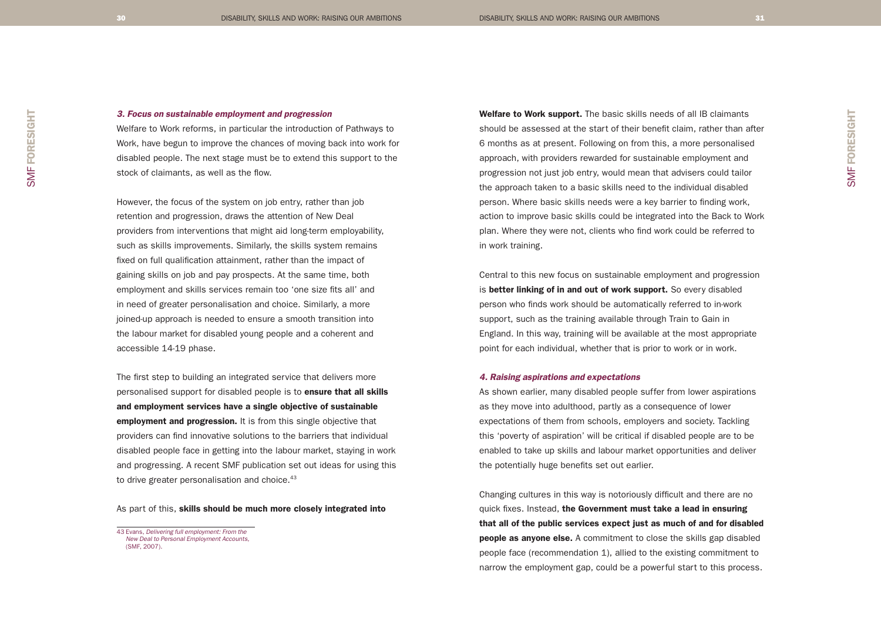### *3. Focus on sustainable employment and progression*

Welfare to Work reforms, in particular the introduction of Pathways to Work, have begun to improve the chances of moving back into work for disabled people. The next stage must be to extend this support to the stock of claimants, as well as the flow.

However, the focus of the system on job entry, rather than job retention and progression, draws the attention of New Deal providers from interventions that might aid long-term employability, such as skills improvements. Similarly, the skills system remains fixed on full qualification attainment, rather than the impact of gaining skills on job and pay prospects. At the same time, both employment and skills services remain too 'one size fits all' and in need of greater personalisation and choice. Similarly, a more joined-up approach is needed to ensure a smooth transition into the labour market for disabled young people and a coherent and accessible 14-19 phase.

The first step to building an integrated service that delivers more personalised support for disabled people is to **ensure that all skills and employment services have a single objective of sustainable employment and progression.** It is from this single objective that providers can find innovative solutions to the barriers that individual disabled people face in getting into the labour market, staying in work and progressing. A recent SMF publication set out ideas for using this to drive greater personalisation and choice.[43]

As part of this, **skills should be much more closely integrated into Welfare to Work support.** The basic skills needs of all IB claimants should be assessed at the start of their benefit claim, rather than after 6 months as at present. Following on from this, a more personalised approach, with providers rewarded for sustainable employment and progression not just job entry, would mean that advisers could tailor the approach taken to a basic skills need to the individual disabled person. Where basic skills needs were a key barrier to finding work, action to improve basic skills could be integrated into the Back to Work plan. Where they were not, clients who find work could be referred to in work training.

Central to this new focus on sustainable employment and progression is **better linking of in and out of work support.** So every disabled person who finds work should be automatically referred to in-work support, such as the training available through Train to Gain in England. In this way, training will be available at the most appropriate point for each individual, whether that is prior to work or in work.

### *4. Raising aspirations and expectations*

As shown earlier, many disabled people suffer from lower aspirations as they move into adulthood, partly as a consequence of lower expectations of them from schools, employers and society. Tackling this 'poverty of aspiration' will be critical if disabled people are to be enabled to take up skills and labour market opportunities and deliver the potentially huge benefits set out earlier.

Changing cultures in this way is notoriously difficult and there are no quick fixes. Instead, **the Government must take a lead in ensuring that all of the public services expect just as much of and for disabled people as anyone else.** A commitment to close the skills gap disabled people face (recommendation 1), allied to the existing commitment to narrow the employment gap, could be a powerful start to this process.

---

43 Evans, *Delivering full employment: From the New Deal to Personal Employment Accounts,* (SMF, 2007).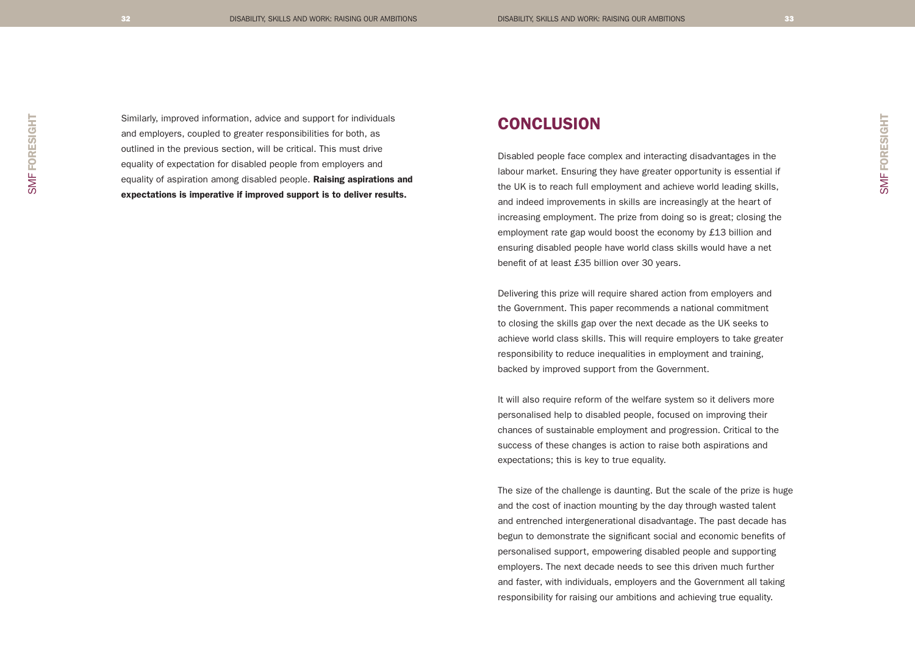Similarly, improved information, advice and support for individuals and employers, coupled to greater responsibilities for both, as outlined in the previous section, will be critical. This must drive equality of expectation for disabled people from employers and equality of aspiration among disabled people. **Raising aspirations and expectations is imperative if improved support is to deliver results.**

## CONCLUSION

Disabled people face complex and interacting disadvantages in the labour market. Ensuring they have greater opportunity is essential if the UK is to reach full employment and achieve world leading skills, and indeed improvements in skills are increasingly at the heart of increasing employment. The prize from doing so is great; closing the employment rate gap would boost the economy by £13 billion and ensuring disabled people have world class skills would have a net benefit of at least £35 billion over 30 years.

Delivering this prize will require shared action from employers and the Government. This paper recommends a national commitment to closing the skills gap over the next decade as the UK seeks to achieve world class skills. This will require employers to take greater responsibility to reduce inequalities in employment and training, backed by improved support from the Government.

It will also require reform of the welfare system so it delivers more personalised help to disabled people, focused on improving their chances of sustainable employment and progression. Critical to the success of these changes is action to raise both aspirations and expectations; this is key to true equality.

The size of the challenge is daunting. But the scale of the prize is huge and the cost of inaction mounting by the day through wasted talent and entrenched intergenerational disadvantage. The past decade has begun to demonstrate the significant social and economic benefits of personalised support, empowering disabled people and supporting employers. The next decade needs to see this driven much further and faster, with individuals, employers and the Government all taking responsibility for raising our ambitions and achieving true equality.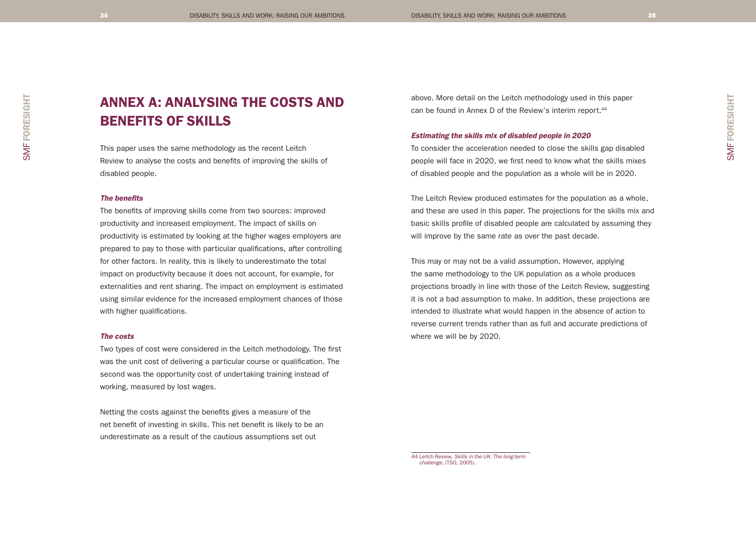# ANNEX A: ANALYSING THE COSTS AND BENEFITS OF SKILLS

This paper uses the same methodology as the recent Leitch Review to analyse the costs and benefits of improving the skills of disabled people.

### *The benefits*

The benefits of improving skills come from two sources: improved productivity and increased employment. The impact of skills on productivity is estimated by looking at the higher wages employers are prepared to pay to those with particular qualifications, after controlling for other factors. In reality, this is likely to underestimate the total impact on productivity because it does not account, for example, for externalities and rent sharing. The impact on employment is estimated using similar evidence for the increased employment chances of those with higher qualifications.

### *The costs*

Two types of cost were considered in the Leitch methodology. The first was the unit cost of delivering a particular course or qualification. The second was the opportunity cost of undertaking training instead of working, measured by lost wages.

Netting the costs against the benefits gives a measure of the net benefit of investing in skills. This net benefit is likely to be an underestimate as a result of the cautious assumptions set out above. More detail on the Leitch methodology used in this paper can be found in Annex D of the Review's interim report.[44]

### *Estimating the skills mix of disabled people in 2020*

To consider the acceleration needed to close the skills gap disabled people will face in 2020, we first need to know what the skills mixes of disabled people and the population as a whole will be in 2020.

The Leitch Review produced estimates for the population as a whole, and these are used in this paper. The projections for the skills mix and basic skills profile of disabled people are calculated by assuming they will improve by the same rate as over the past decade.

This may or may not be a valid assumption. However, applying the same methodology to the UK population as a whole produces projections broadly in line with those of the Leitch Review, suggesting it is not a bad assumption to make. In addition, these projections are intended to illustrate what would happen in the absence of action to reverse current trends rather than as full and accurate predictions of where we will be by 2020.

---

44 Leitch Review, *Skills in the UK: The long-term challenge*, (TSO, 2005).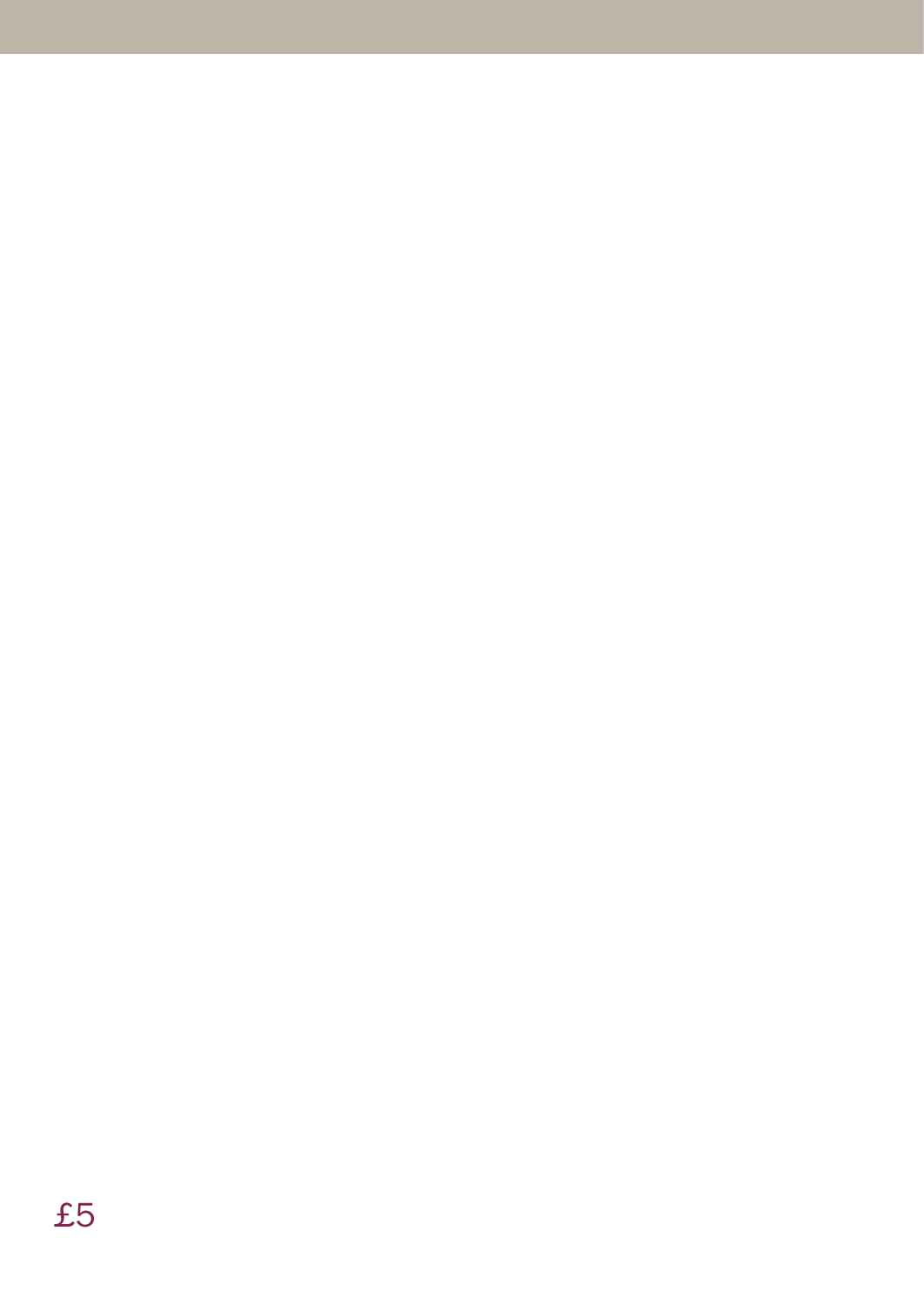£5